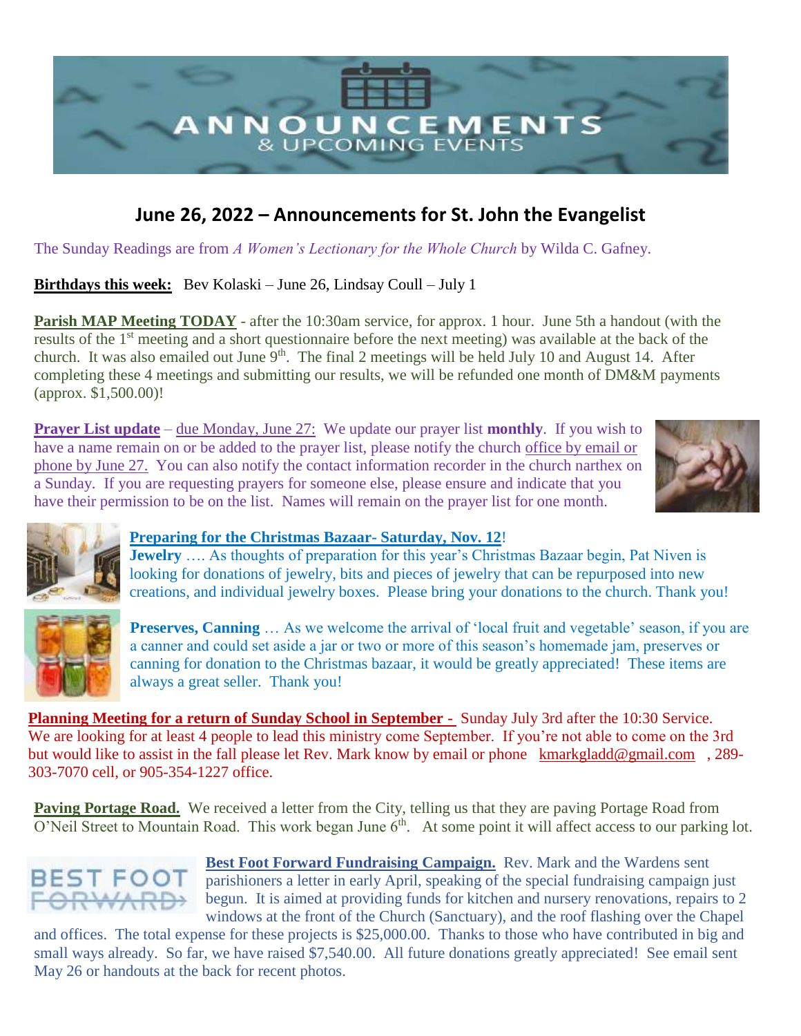# ANNOUNCEMENTS & UPCOMING EVENTS

## June 26, 2022 – Announcements for St. John the Evangelist

The Sunday Readings are from *A Women's Lectionary for the Whole Church* by Wilda C. Gafney.

**Birthdays this week:** Bev Kolaski – June 26, Lindsay Coull – July 1

**Parish MAP Meeting TODAY** - after the 10:30am service, for approx. 1 hour. June 5th a handout (with the results of the 1st meeting and a short questionnaire before the next meeting) was available at the back of the church. It was also emailed out June 9th. The final 2 meetings will be held July 10 and August 14. After completing these 4 meetings and submitting our results, we will be refunded one month of DM&M payments (approx. $1,500.00)!

**Prayer List update** – due Monday, June 27: We update our prayer list **monthly**. If you wish to have a name remain on or be added to the prayer list, please notify the church office by email or phone by June 27. You can also notify the contact information recorder in the church narthex on a Sunday. If you are requesting prayers for someone else, please ensure and indicate that you have their permission to be on the list. Names will remain on the prayer list for one month.

**Preparing for the Christmas Bazaar- Saturday, Nov. 12!**

**Jewelry** …. As thoughts of preparation for this year's Christmas Bazaar begin, Pat Niven is looking for donations of jewelry, bits and pieces of jewelry that can be repurposed into new creations, and individual jewelry boxes. Please bring your donations to the church. Thank you!

**Preserves, Canning** … As we welcome the arrival of 'local fruit and vegetable' season, if you are a canner and could set aside a jar or two or more of this season's homemade jam, preserves or canning for donation to the Christmas bazaar, it would be greatly appreciated! These items are always a great seller. Thank you!

**Planning Meeting for a return of Sunday School in September -** Sunday July 3rd after the 10:30 Service. We are looking for at least 4 people to lead this ministry come September. If you're not able to come on the 3rd but would like to assist in the fall please let Rev. Mark know by email or phone kmarkgladd@gmail.com , 289-303-7070 cell, or 905-354-1227 office.

**Paving Portage Road.** We received a letter from the City, telling us that they are paving Portage Road from O'Neil Street to Mountain Road. This work began June 6th. At some point it will affect access to our parking lot.

**Best Foot Forward Fundraising Campaign.** Rev. Mark and the Wardens sent parishioners a letter in early April, speaking of the special fundraising campaign just begun. It is aimed at providing funds for kitchen and nursery renovations, repairs to 2 windows at the front of the Church (Sanctuary), and the roof flashing over the Chapel and offices. The total expense for these projects is $25,000.00. Thanks to those who have contributed in big and small ways already. So far, we have raised $7,540.00. All future donations greatly appreciated! See email sent May 26 or handouts at the back for recent photos.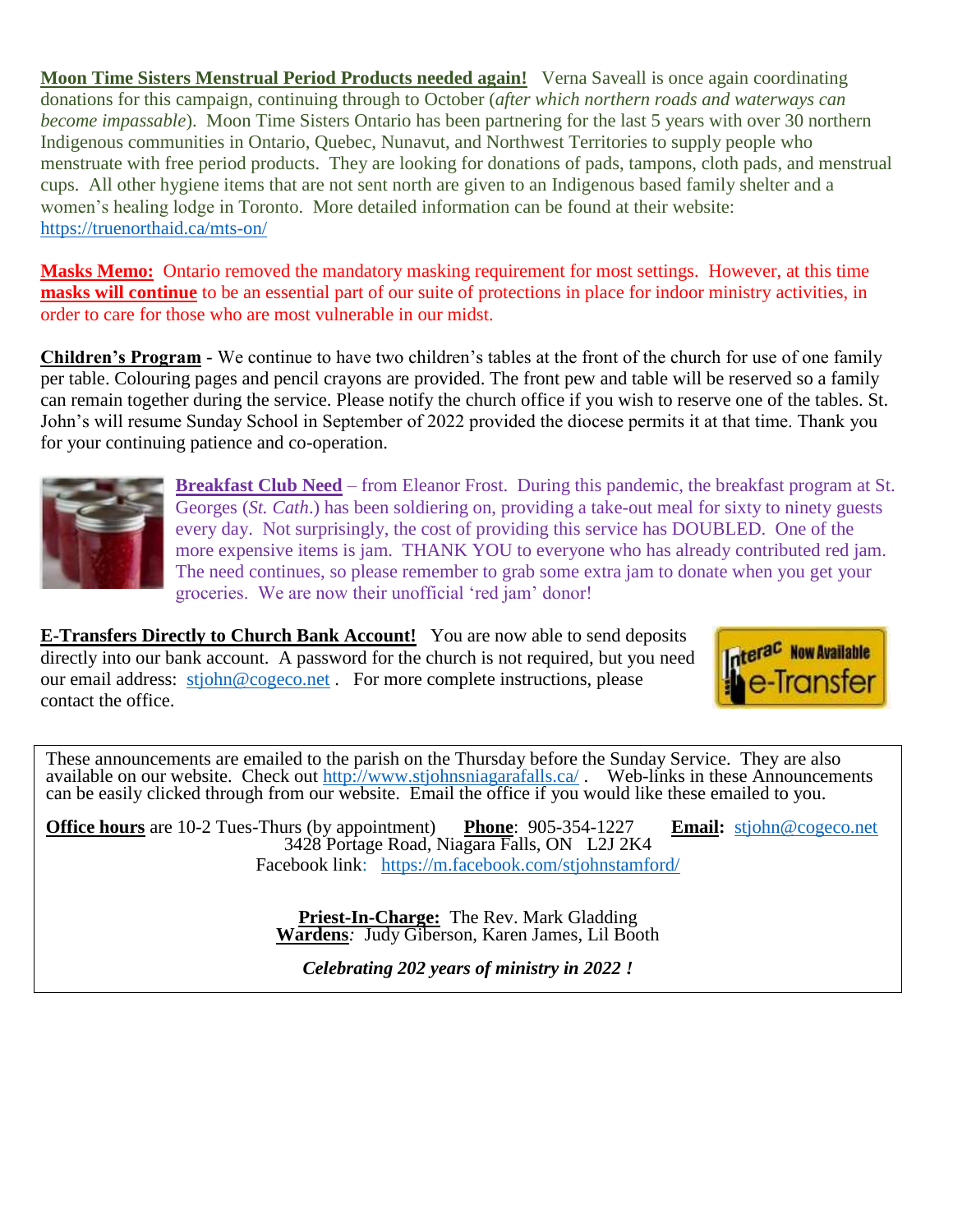**Moon Time Sisters Menstrual Period Products needed again!** Verna Saveall is once again coordinating donations for this campaign, continuing through to October (*after which northern roads and waterways can become impassable*). Moon Time Sisters Ontario has been partnering for the last 5 years with over 30 northern Indigenous communities in Ontario, Quebec, Nunavut, and Northwest Territories to supply people who menstruate with free period products. They are looking for donations of pads, tampons, cloth pads, and menstrual cups. All other hygiene items that are not sent north are given to an Indigenous based family shelter and a women's healing lodge in Toronto. More detailed information can be found at their website: https://truenorthaid.ca/mts-on/

**Masks Memo:** Ontario removed the mandatory masking requirement for most settings. However, at this time **masks will continue** to be an essential part of our suite of protections in place for indoor ministry activities, in order to care for those who are most vulnerable in our midst.

**Children's Program** - We continue to have two children's tables at the front of the church for use of one family per table. Colouring pages and pencil crayons are provided. The front pew and table will be reserved so a family can remain together during the service. Please notify the church office if you wish to reserve one of the tables. St. John's will resume Sunday School in September of 2022 provided the diocese permits it at that time. Thank you for your continuing patience and co-operation.

**Breakfast Club Need** – from Eleanor Frost. During this pandemic, the breakfast program at St. Georges (*St. Cath*.) has been soldiering on, providing a take-out meal for sixty to ninety guests every day. Not surprisingly, the cost of providing this service has DOUBLED. One of the more expensive items is jam. THANK YOU to everyone who has already contributed red jam. The need continues, so please remember to grab some extra jam to donate when you get your groceries. We are now their unofficial 'red jam' donor!

**E-Transfers Directly to Church Bank Account!** You are now able to send deposits directly into our bank account. A password for the church is not required, but you need our email address: stjohn@cogeco.net . For more complete instructions, please contact the office.

These announcements are emailed to the parish on the Thursday before the Sunday Service. They are also available on our website. Check out http://www.stjohnsniagarafalls.ca/ . Web-links in these Announcements can be easily clicked through from our website. Email the office if you would like these emailed to you.

**Office hours** are 10-2 Tues-Thurs (by appointment) **Phone**: 905-354-1227 **Email:** stjohn@cogeco.net
3428 Portage Road, Niagara Falls, ON L2J 2K4
Facebook link: https://m.facebook.com/stjohnstamford/

**Priest-In-Charge:** The Rev. Mark Gladding
**Wardens**: Judy Giberson, Karen James, Lil Booth

***Celebrating 202 years of ministry in 2022 !***